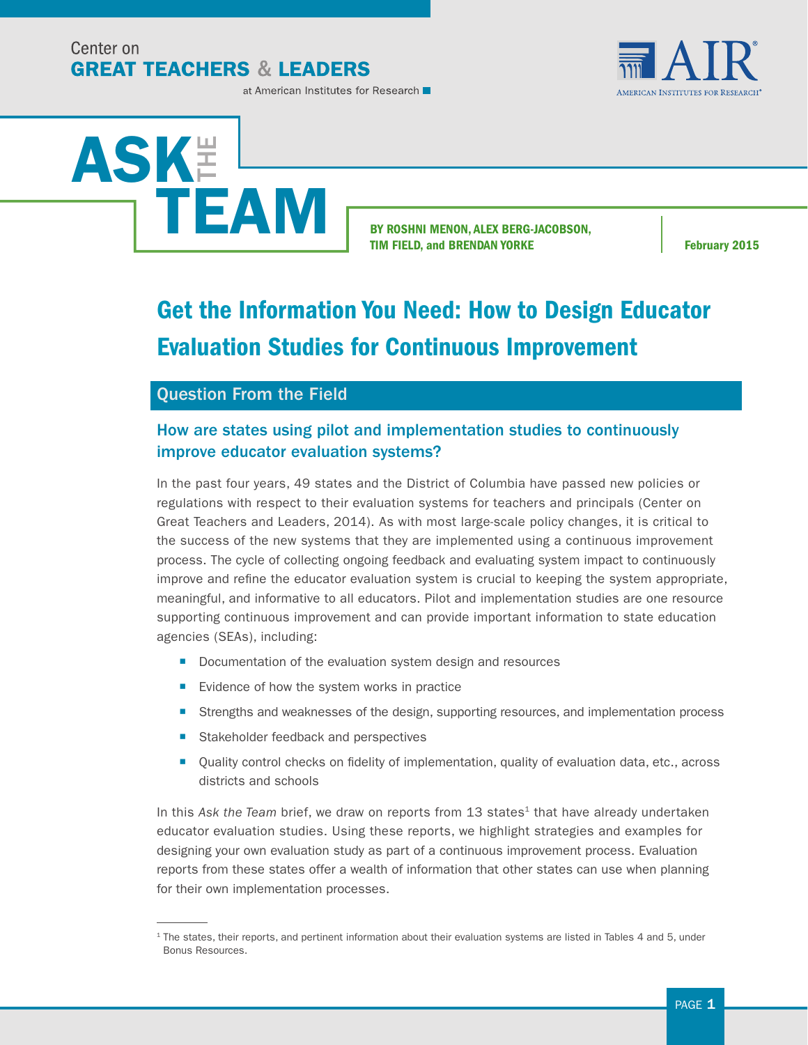Center on
**GREAT TEACHERS & LEADERS**
at American Institutes for Research

AIR
AMERICAN INSTITUTES FOR RESEARCH®

# ASK THE TEAM

**BY ROSHNI MENON, ALEX BERG-JACOBSON, TIM FIELD, and BRENDAN YORKE**

**February 2015**

# Get the Information You Need: How to Design Educator Evaluation Studies for Continuous Improvement

## Question From the Field

### How are states using pilot and implementation studies to continuously improve educator evaluation systems?

In the past four years, 49 states and the District of Columbia have passed new policies or regulations with respect to their evaluation systems for teachers and principals (Center on Great Teachers and Leaders, 2014). As with most large-scale policy changes, it is critical to the success of the new systems that they are implemented using a continuous improvement process. The cycle of collecting ongoing feedback and evaluating system impact to continuously improve and refine the educator evaluation system is crucial to keeping the system appropriate, meaningful, and informative to all educators. Pilot and implementation studies are one resource supporting continuous improvement and can provide important information to state education agencies (SEAs), including:

- Documentation of the evaluation system design and resources
- Evidence of how the system works in practice
- Strengths and weaknesses of the design, supporting resources, and implementation process
- Stakeholder feedback and perspectives
- Quality control checks on fidelity of implementation, quality of evaluation data, etc., across districts and schools

In this *Ask the Team* brief, we draw on reports from 13 states[1] that have already undertaken educator evaluation studies. Using these reports, we highlight strategies and examples for designing your own evaluation study as part of a continuous improvement process. Evaluation reports from these states offer a wealth of information that other states can use when planning for their own implementation processes.

[1] The states, their reports, and pertinent information about their evaluation systems are listed in Tables 4 and 5, under Bonus Resources.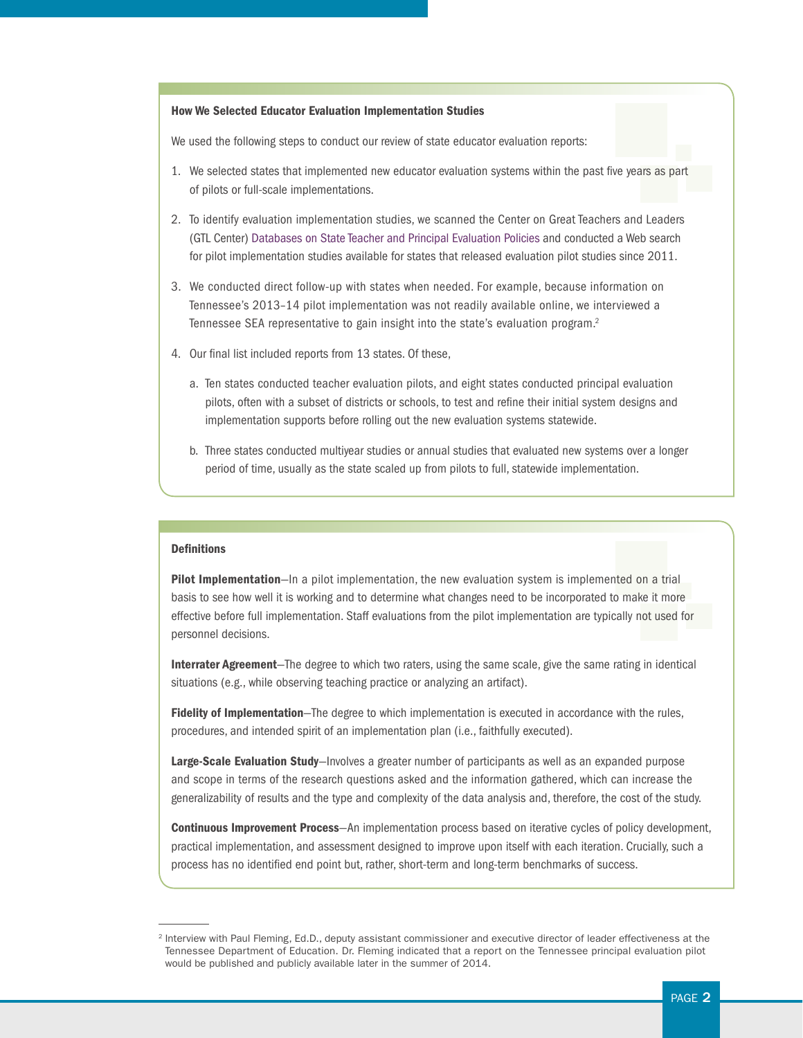### How We Selected Educator Evaluation Implementation Studies

We used the following steps to conduct our review of state educator evaluation reports:

1. We selected states that implemented new educator evaluation systems within the past five years as part of pilots or full-scale implementations.

2. To identify evaluation implementation studies, we scanned the Center on Great Teachers and Leaders (GTL Center) Databases on State Teacher and Principal Evaluation Policies and conducted a Web search for pilot implementation studies available for states that released evaluation pilot studies since 2011.

3. We conducted direct follow-up with states when needed. For example, because information on Tennessee's 2013–14 pilot implementation was not readily available online, we interviewed a Tennessee SEA representative to gain insight into the state's evaluation program.[2]

4. Our final list included reports from 13 states. Of these,

   a. Ten states conducted teacher evaluation pilots, and eight states conducted principal evaluation pilots, often with a subset of districts or schools, to test and refine their initial system designs and implementation supports before rolling out the new evaluation systems statewide.

   b. Three states conducted multiyear studies or annual studies that evaluated new systems over a longer period of time, usually as the state scaled up from pilots to full, statewide implementation.

### Definitions

**Pilot Implementation**—In a pilot implementation, the new evaluation system is implemented on a trial basis to see how well it is working and to determine what changes need to be incorporated to make it more effective before full implementation. Staff evaluations from the pilot implementation are typically not used for personnel decisions.

**Interrater Agreement**—The degree to which two raters, using the same scale, give the same rating in identical situations (e.g., while observing teaching practice or analyzing an artifact).

**Fidelity of Implementation**—The degree to which implementation is executed in accordance with the rules, procedures, and intended spirit of an implementation plan (i.e., faithfully executed).

**Large-Scale Evaluation Study**—Involves a greater number of participants as well as an expanded purpose and scope in terms of the research questions asked and the information gathered, which can increase the generalizability of results and the type and complexity of the data analysis and, therefore, the cost of the study.

**Continuous Improvement Process**—An implementation process based on iterative cycles of policy development, practical implementation, and assessment designed to improve upon itself with each iteration. Crucially, such a process has no identified end point but, rather, short-term and long-term benchmarks of success.

---

[2] Interview with Paul Fleming, Ed.D., deputy assistant commissioner and executive director of leader effectiveness at the Tennessee Department of Education. Dr. Fleming indicated that a report on the Tennessee principal evaluation pilot would be published and publicly available later in the summer of 2014.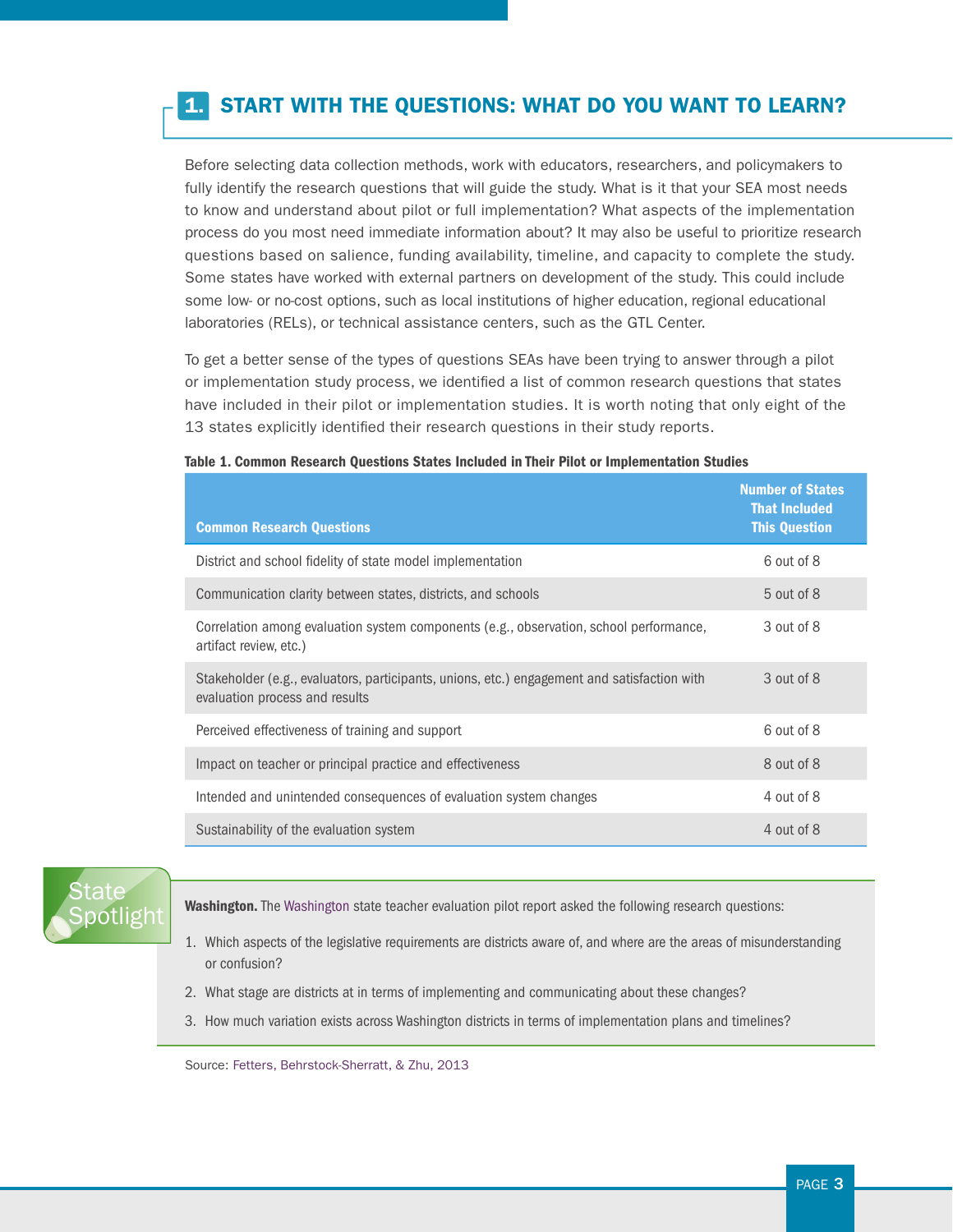## 1. START WITH THE QUESTIONS: WHAT DO YOU WANT TO LEARN?

Before selecting data collection methods, work with educators, researchers, and policymakers to fully identify the research questions that will guide the study. What is it that your SEA most needs to know and understand about pilot or full implementation? What aspects of the implementation process do you most need immediate information about? It may also be useful to prioritize research questions based on salience, funding availability, timeline, and capacity to complete the study. Some states have worked with external partners on development of the study. This could include some low- or no-cost options, such as local institutions of higher education, regional educational laboratories (RELs), or technical assistance centers, such as the GTL Center.

To get a better sense of the types of questions SEAs have been trying to answer through a pilot or implementation study process, we identified a list of common research questions that states have included in their pilot or implementation studies. It is worth noting that only eight of the 13 states explicitly identified their research questions in their study reports.

**Table 1. Common Research Questions States Included in Their Pilot or Implementation Studies**

| Common Research Questions | Number of States That Included This Question |
|---|---|
| District and school fidelity of state model implementation | 6 out of 8 |
| Communication clarity between states, districts, and schools | 5 out of 8 |
| Correlation among evaluation system components (e.g., observation, school performance, artifact review, etc.) | 3 out of 8 |
| Stakeholder (e.g., evaluators, participants, unions, etc.) engagement and satisfaction with evaluation process and results | 3 out of 8 |
| Perceived effectiveness of training and support | 6 out of 8 |
| Impact on teacher or principal practice and effectiveness | 8 out of 8 |
| Intended and unintended consequences of evaluation system changes | 4 out of 8 |
| Sustainability of the evaluation system | 4 out of 8 |

**State Spotlight**

**Washington.** The Washington state teacher evaluation pilot report asked the following research questions:

1. Which aspects of the legislative requirements are districts aware of, and where are the areas of misunderstanding or confusion?
2. What stage are districts at in terms of implementing and communicating about these changes?
3. How much variation exists across Washington districts in terms of implementation plans and timelines?

Source: Fetters, Behrstock-Sherratt, & Zhu, 2013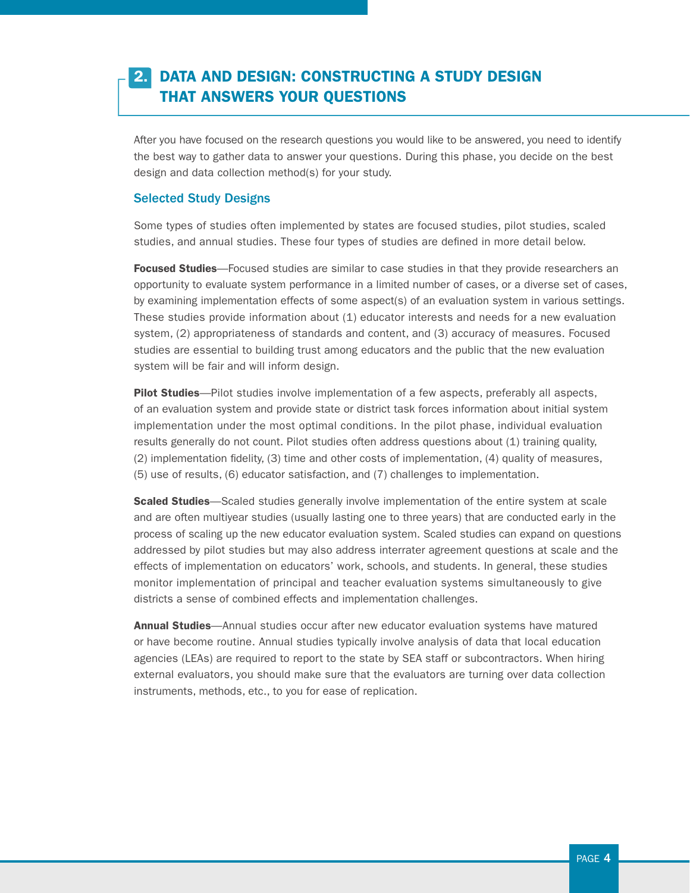## 2. DATA AND DESIGN: CONSTRUCTING A STUDY DESIGN THAT ANSWERS YOUR QUESTIONS

After you have focused on the research questions you would like to be answered, you need to identify the best way to gather data to answer your questions. During this phase, you decide on the best design and data collection method(s) for your study.

### Selected Study Designs

Some types of studies often implemented by states are focused studies, pilot studies, scaled studies, and annual studies. These four types of studies are defined in more detail below.

**Focused Studies**—Focused studies are similar to case studies in that they provide researchers an opportunity to evaluate system performance in a limited number of cases, or a diverse set of cases, by examining implementation effects of some aspect(s) of an evaluation system in various settings. These studies provide information about (1) educator interests and needs for a new evaluation system, (2) appropriateness of standards and content, and (3) accuracy of measures. Focused studies are essential to building trust among educators and the public that the new evaluation system will be fair and will inform design.

**Pilot Studies**—Pilot studies involve implementation of a few aspects, preferably all aspects, of an evaluation system and provide state or district task forces information about initial system implementation under the most optimal conditions. In the pilot phase, individual evaluation results generally do not count. Pilot studies often address questions about (1) training quality, (2) implementation fidelity, (3) time and other costs of implementation, (4) quality of measures, (5) use of results, (6) educator satisfaction, and (7) challenges to implementation.

**Scaled Studies**—Scaled studies generally involve implementation of the entire system at scale and are often multiyear studies (usually lasting one to three years) that are conducted early in the process of scaling up the new educator evaluation system. Scaled studies can expand on questions addressed by pilot studies but may also address interrater agreement questions at scale and the effects of implementation on educators' work, schools, and students. In general, these studies monitor implementation of principal and teacher evaluation systems simultaneously to give districts a sense of combined effects and implementation challenges.

**Annual Studies**—Annual studies occur after new educator evaluation systems have matured or have become routine. Annual studies typically involve analysis of data that local education agencies (LEAs) are required to report to the state by SEA staff or subcontractors. When hiring external evaluators, you should make sure that the evaluators are turning over data collection instruments, methods, etc., to you for ease of replication.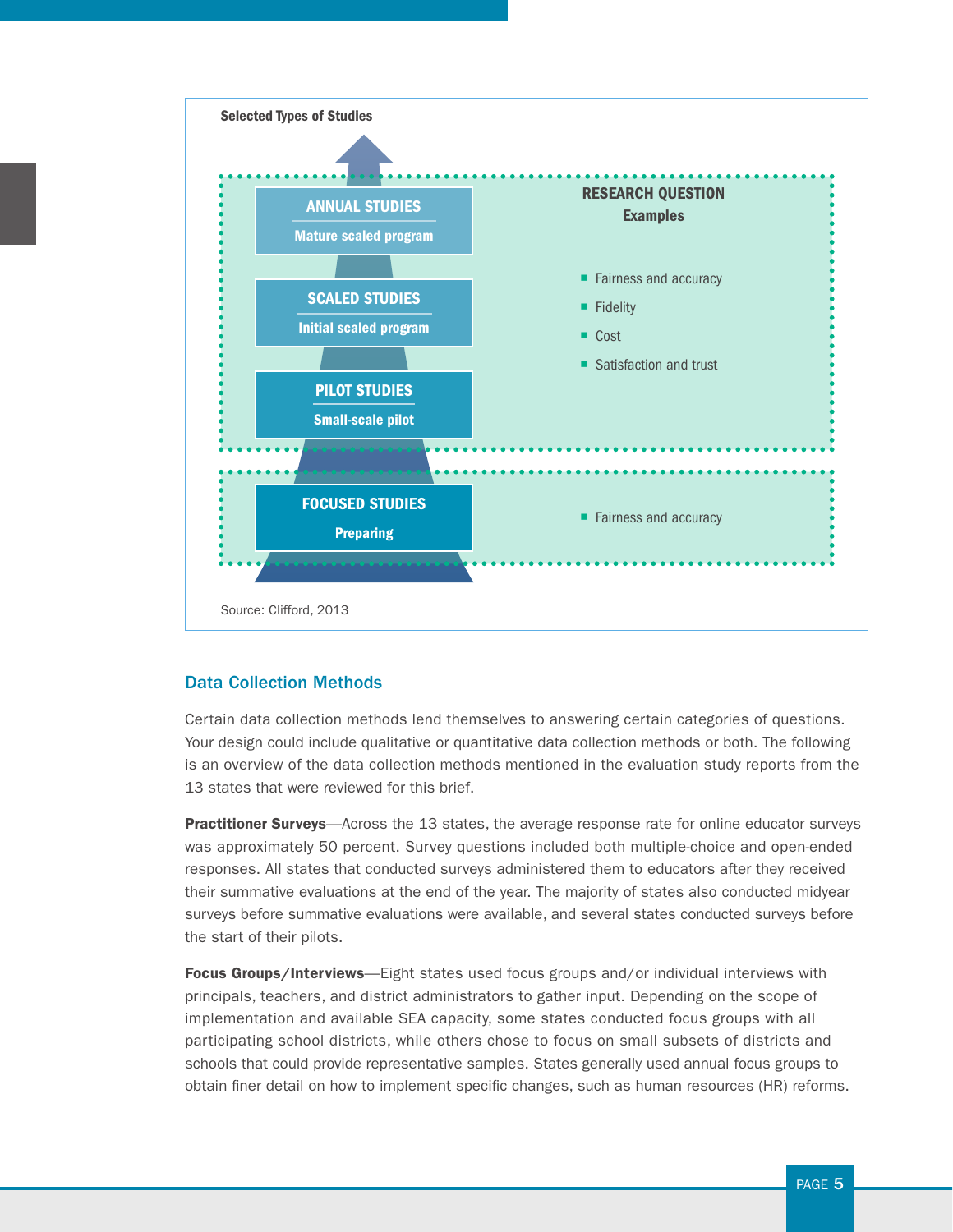**Selected Types of Studies**

| Study Type | Research Question Examples |
| --- | --- |
| **ANNUAL STUDIES** — Mature scaled program<br>**SCALED STUDIES** — Initial scaled program<br>**PILOT STUDIES** — Small-scale pilot | - Fairness and accuracy<br>- Fidelity<br>- Cost<br>- Satisfaction and trust |
| **FOCUSED STUDIES** — Preparing | - Fairness and accuracy |

Source: Clifford, 2013

## Data Collection Methods

Certain data collection methods lend themselves to answering certain categories of questions. Your design could include qualitative or quantitative data collection methods or both. The following is an overview of the data collection methods mentioned in the evaluation study reports from the 13 states that were reviewed for this brief.

**Practitioner Surveys**—Across the 13 states, the average response rate for online educator surveys was approximately 50 percent. Survey questions included both multiple-choice and open-ended responses. All states that conducted surveys administered them to educators after they received their summative evaluations at the end of the year. The majority of states also conducted midyear surveys before summative evaluations were available, and several states conducted surveys before the start of their pilots.

**Focus Groups/Interviews**—Eight states used focus groups and/or individual interviews with principals, teachers, and district administrators to gather input. Depending on the scope of implementation and available SEA capacity, some states conducted focus groups with all participating school districts, while others chose to focus on small subsets of districts and schools that could provide representative samples. States generally used annual focus groups to obtain finer detail on how to implement specific changes, such as human resources (HR) reforms.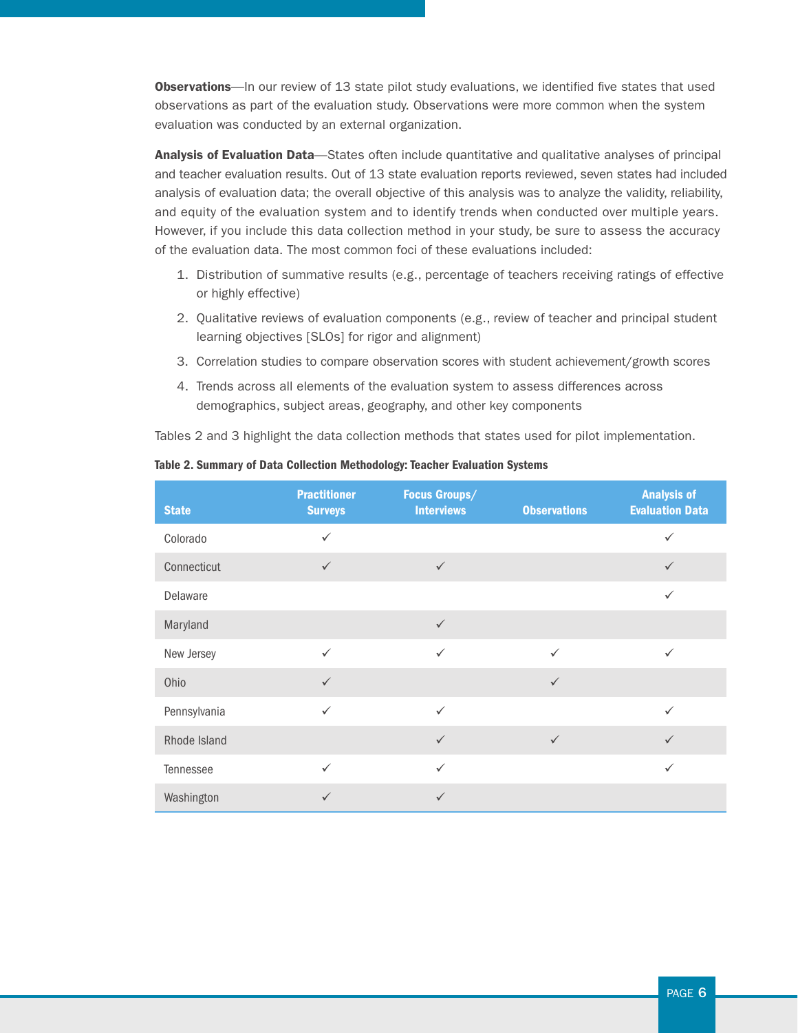**Observations**—In our review of 13 state pilot study evaluations, we identified five states that used observations as part of the evaluation study. Observations were more common when the system evaluation was conducted by an external organization.

**Analysis of Evaluation Data**—States often include quantitative and qualitative analyses of principal and teacher evaluation results. Out of 13 state evaluation reports reviewed, seven states had included analysis of evaluation data; the overall objective of this analysis was to analyze the validity, reliability, and equity of the evaluation system and to identify trends when conducted over multiple years. However, if you include this data collection method in your study, be sure to assess the accuracy of the evaluation data. The most common foci of these evaluations included:

1. Distribution of summative results (e.g., percentage of teachers receiving ratings of effective or highly effective)
2. Qualitative reviews of evaluation components (e.g., review of teacher and principal student learning objectives [SLOs] for rigor and alignment)
3. Correlation studies to compare observation scores with student achievement/growth scores
4. Trends across all elements of the evaluation system to assess differences across demographics, subject areas, geography, and other key components

Tables 2 and 3 highlight the data collection methods that states used for pilot implementation.

**Table 2. Summary of Data Collection Methodology: Teacher Evaluation Systems**

| State | Practitioner Surveys | Focus Groups/ Interviews | Observations | Analysis of Evaluation Data |
|---|---|---|---|---|
| Colorado | ✓ | | | ✓ |
| Connecticut | ✓ | ✓ | | ✓ |
| Delaware | | | | ✓ |
| Maryland | | ✓ | | |
| New Jersey | ✓ | ✓ | ✓ | ✓ |
| Ohio | ✓ | | ✓ | |
| Pennsylvania | ✓ | ✓ | | ✓ |
| Rhode Island | | ✓ | ✓ | ✓ |
| Tennessee | ✓ | ✓ | | ✓ |
| Washington | ✓ | ✓ | | |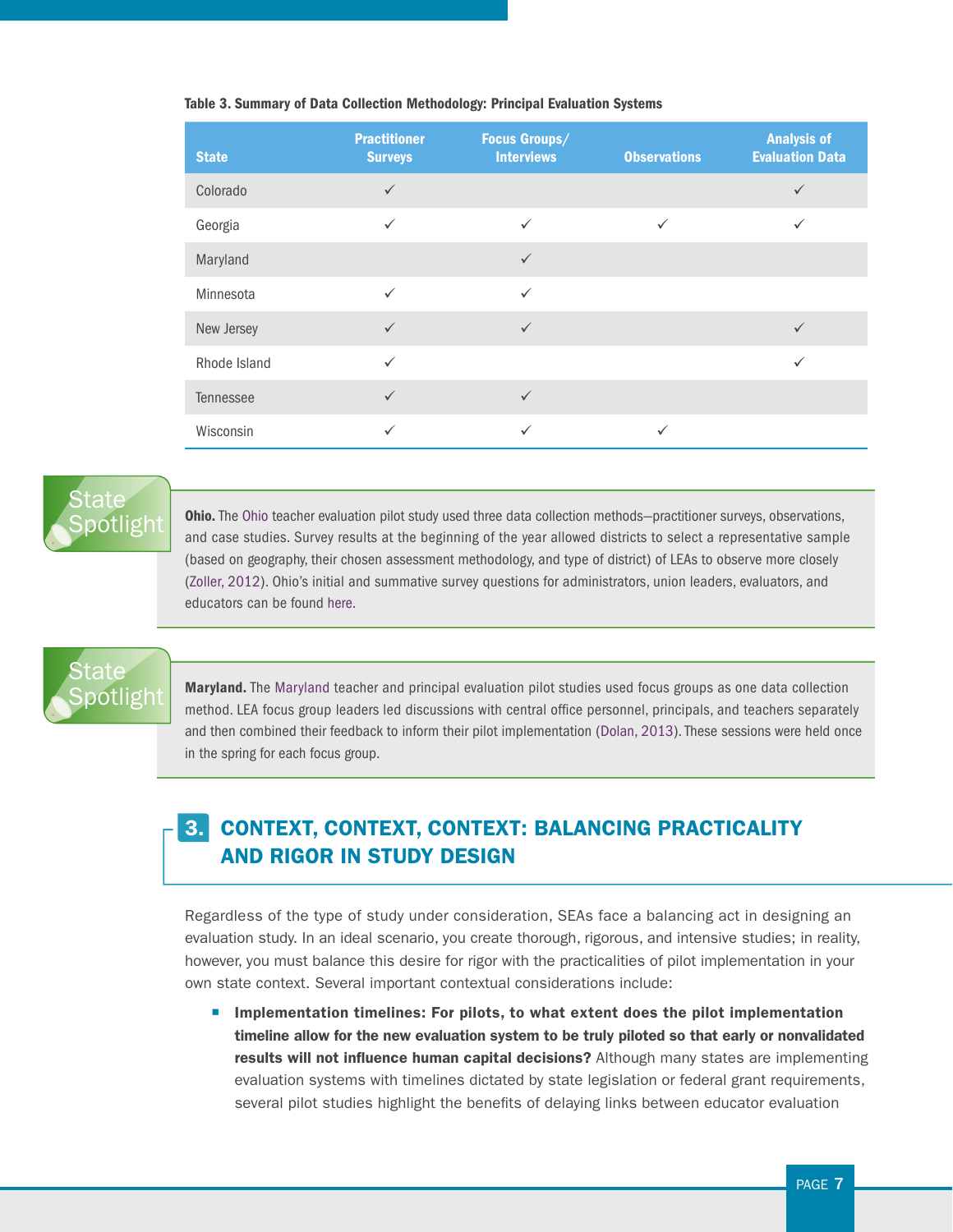**Table 3. Summary of Data Collection Methodology: Principal Evaluation Systems**

| State | Practitioner Surveys | Focus Groups/ Interviews | Observations | Analysis of Evaluation Data |
|---|---|---|---|---|
| Colorado | ✓ | | | ✓ |
| Georgia | ✓ | ✓ | ✓ | ✓ |
| Maryland | | ✓ | | |
| Minnesota | ✓ | ✓ | | |
| New Jersey | ✓ | ✓ | | ✓ |
| Rhode Island | ✓ | | | ✓ |
| Tennessee | ✓ | ✓ | | |
| Wisconsin | ✓ | ✓ | ✓ | |

**State Spotlight**

**Ohio.** The Ohio teacher evaluation pilot study used three data collection methods—practitioner surveys, observations, and case studies. Survey results at the beginning of the year allowed districts to select a representative sample (based on geography, their chosen assessment methodology, and type of district) of LEAs to observe more closely (Zoller, 2012). Ohio's initial and summative survey questions for administrators, union leaders, evaluators, and educators can be found here.

**State Spotlight**

**Maryland.** The Maryland teacher and principal evaluation pilot studies used focus groups as one data collection method. LEA focus group leaders led discussions with central office personnel, principals, and teachers separately and then combined their feedback to inform their pilot implementation (Dolan, 2013). These sessions were held once in the spring for each focus group.

## 3. CONTEXT, CONTEXT, CONTEXT: BALANCING PRACTICALITY AND RIGOR IN STUDY DESIGN

Regardless of the type of study under consideration, SEAs face a balancing act in designing an evaluation study. In an ideal scenario, you create thorough, rigorous, and intensive studies; in reality, however, you must balance this desire for rigor with the practicalities of pilot implementation in your own state context. Several important contextual considerations include:

- **Implementation timelines: For pilots, to what extent does the pilot implementation timeline allow for the new evaluation system to be truly piloted so that early or nonvalidated results will not influence human capital decisions?** Although many states are implementing evaluation systems with timelines dictated by state legislation or federal grant requirements, several pilot studies highlight the benefits of delaying links between educator evaluation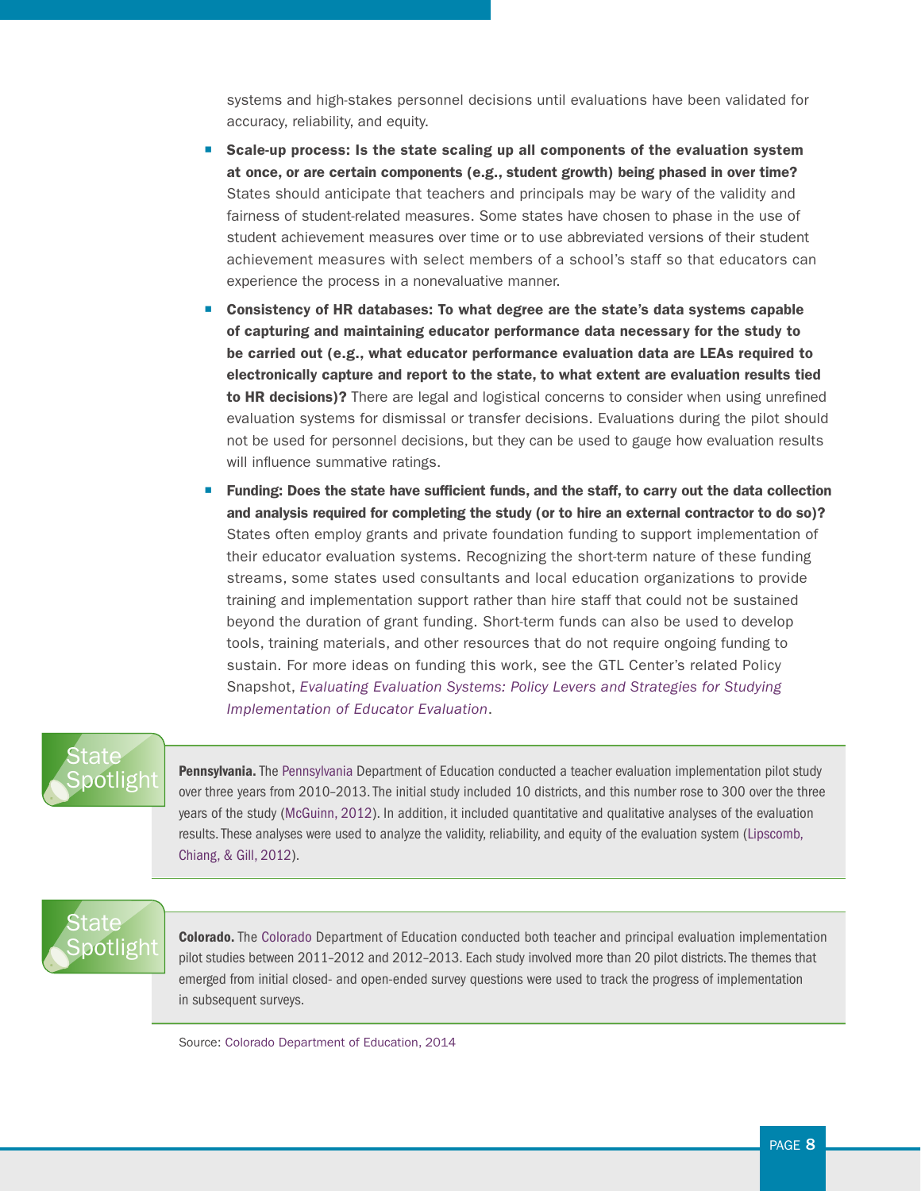systems and high-stakes personnel decisions until evaluations have been validated for accuracy, reliability, and equity.

- **Scale-up process: Is the state scaling up all components of the evaluation system at once, or are certain components (e.g., student growth) being phased in over time?** States should anticipate that teachers and principals may be wary of the validity and fairness of student-related measures. Some states have chosen to phase in the use of student achievement measures over time or to use abbreviated versions of their student achievement measures with select members of a school's staff so that educators can experience the process in a nonevaluative manner.
- **Consistency of HR databases: To what degree are the state's data systems capable of capturing and maintaining educator performance data necessary for the study to be carried out (e.g., what educator performance evaluation data are LEAs required to electronically capture and report to the state, to what extent are evaluation results tied to HR decisions)?** There are legal and logistical concerns to consider when using unrefined evaluation systems for dismissal or transfer decisions. Evaluations during the pilot should not be used for personnel decisions, but they can be used to gauge how evaluation results will influence summative ratings.
- **Funding: Does the state have sufficient funds, and the staff, to carry out the data collection and analysis required for completing the study (or to hire an external contractor to do so)?** States often employ grants and private foundation funding to support implementation of their educator evaluation systems. Recognizing the short-term nature of these funding streams, some states used consultants and local education organizations to provide training and implementation support rather than hire staff that could not be sustained beyond the duration of grant funding. Short-term funds can also be used to develop tools, training materials, and other resources that do not require ongoing funding to sustain. For more ideas on funding this work, see the GTL Center's related Policy Snapshot, *Evaluating Evaluation Systems: Policy Levers and Strategies for Studying Implementation of Educator Evaluation*.

State Spotlight

**Pennsylvania.** The Pennsylvania Department of Education conducted a teacher evaluation implementation pilot study over three years from 2010–2013. The initial study included 10 districts, and this number rose to 300 over the three years of the study (McGuinn, 2012). In addition, it included quantitative and qualitative analyses of the evaluation results. These analyses were used to analyze the validity, reliability, and equity of the evaluation system (Lipscomb, Chiang, & Gill, 2012).

State Spotlight

**Colorado.** The Colorado Department of Education conducted both teacher and principal evaluation implementation pilot studies between 2011–2012 and 2012–2013. Each study involved more than 20 pilot districts. The themes that emerged from initial closed- and open-ended survey questions were used to track the progress of implementation in subsequent surveys.

Source: Colorado Department of Education, 2014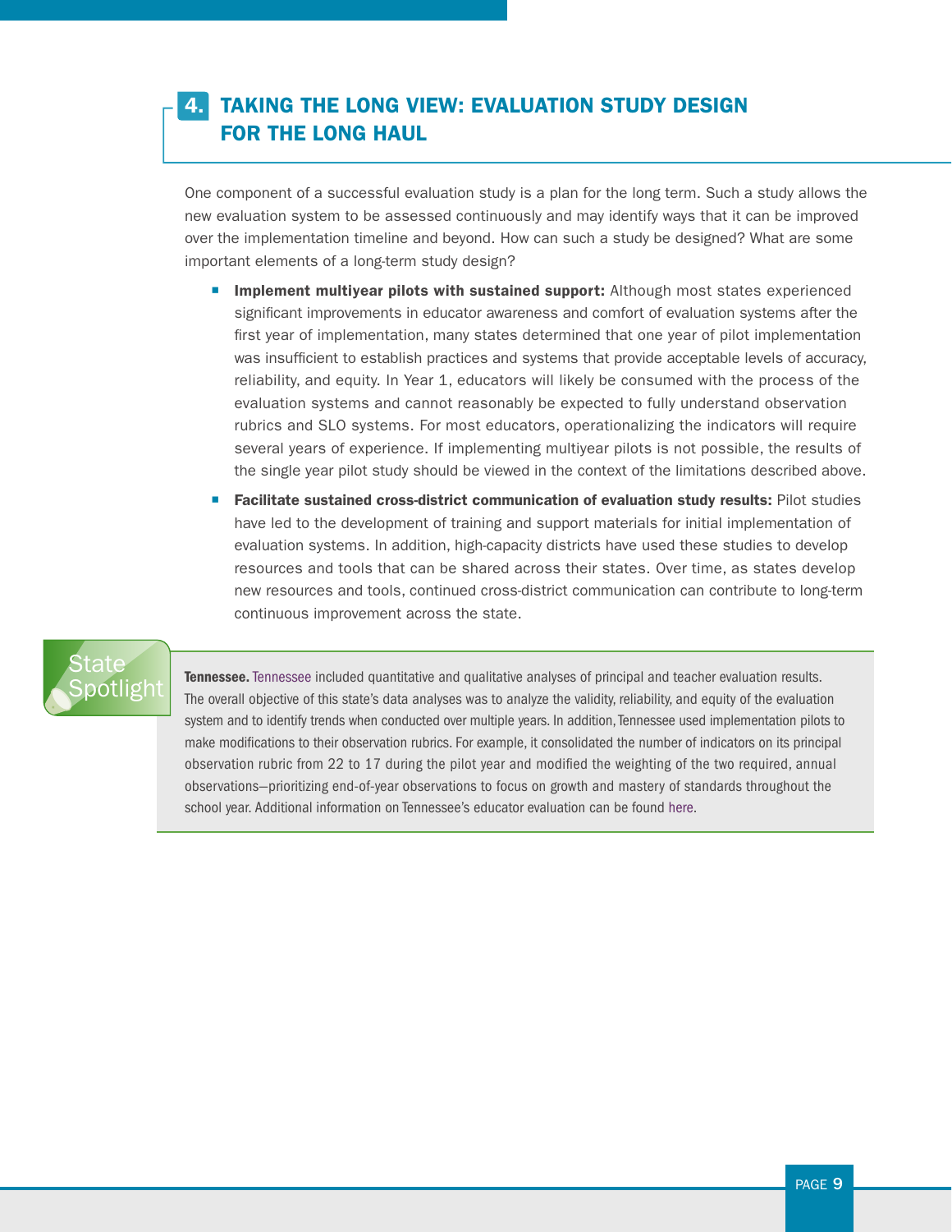## 4. TAKING THE LONG VIEW: EVALUATION STUDY DESIGN FOR THE LONG HAUL

One component of a successful evaluation study is a plan for the long term. Such a study allows the new evaluation system to be assessed continuously and may identify ways that it can be improved over the implementation timeline and beyond. How can such a study be designed? What are some important elements of a long-term study design?

- **Implement multiyear pilots with sustained support:** Although most states experienced significant improvements in educator awareness and comfort of evaluation systems after the first year of implementation, many states determined that one year of pilot implementation was insufficient to establish practices and systems that provide acceptable levels of accuracy, reliability, and equity. In Year 1, educators will likely be consumed with the process of the evaluation systems and cannot reasonably be expected to fully understand observation rubrics and SLO systems. For most educators, operationalizing the indicators will require several years of experience. If implementing multiyear pilots is not possible, the results of the single year pilot study should be viewed in the context of the limitations described above.
- **Facilitate sustained cross-district communication of evaluation study results:** Pilot studies have led to the development of training and support materials for initial implementation of evaluation systems. In addition, high-capacity districts have used these studies to develop resources and tools that can be shared across their states. Over time, as states develop new resources and tools, continued cross-district communication can contribute to long-term continuous improvement across the state.

**State Spotlight**

**Tennessee.** Tennessee included quantitative and qualitative analyses of principal and teacher evaluation results. The overall objective of this state's data analyses was to analyze the validity, reliability, and equity of the evaluation system and to identify trends when conducted over multiple years. In addition, Tennessee used implementation pilots to make modifications to their observation rubrics. For example, it consolidated the number of indicators on its principal observation rubric from 22 to 17 during the pilot year and modified the weighting of the two required, annual observations—prioritizing end-of-year observations to focus on growth and mastery of standards throughout the school year. Additional information on Tennessee's educator evaluation can be found here.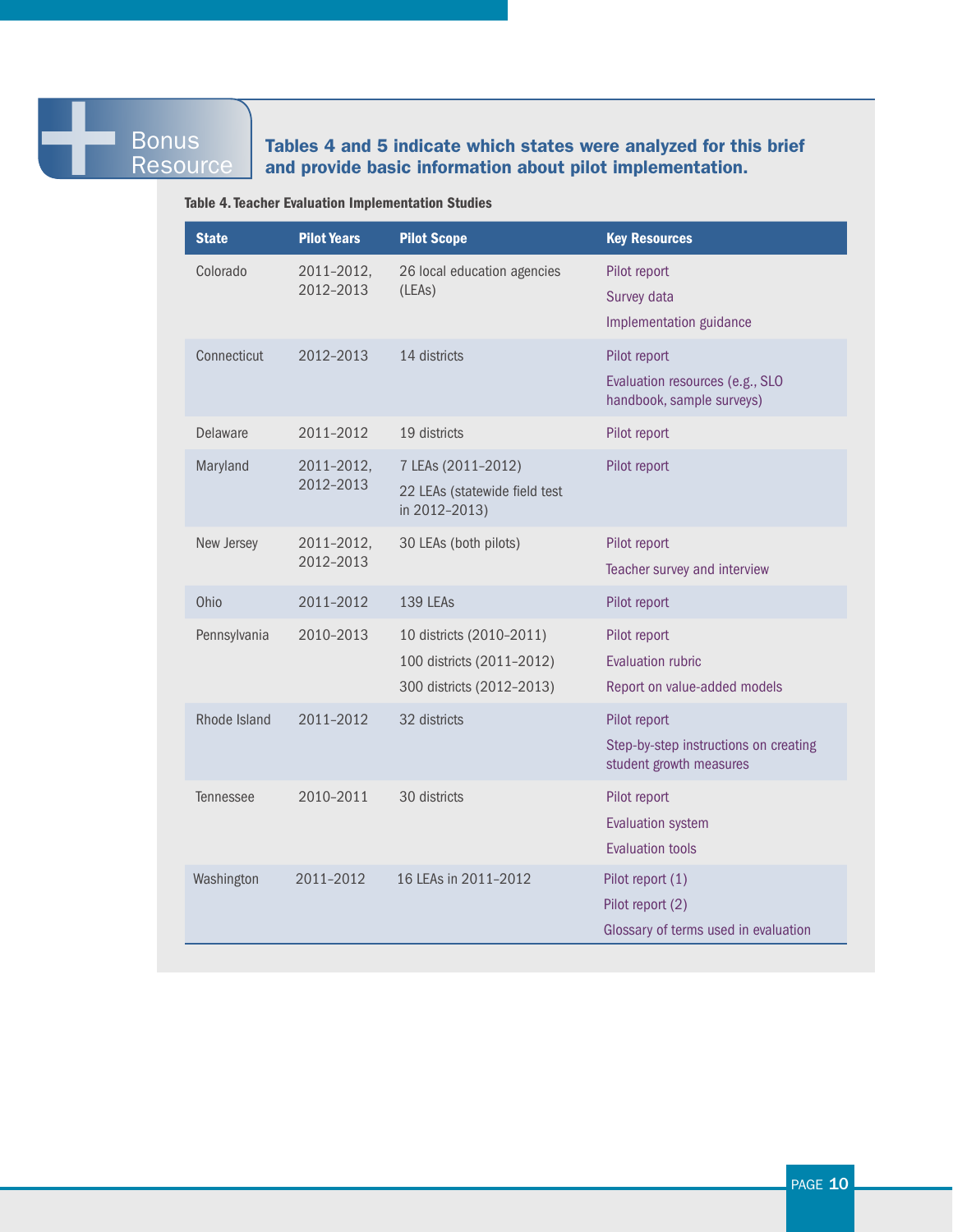**Bonus Resource**

**Tables 4 and 5 indicate which states were analyzed for this brief and provide basic information about pilot implementation.**

**Table 4. Teacher Evaluation Implementation Studies**

| State | Pilot Years | Pilot Scope | Key Resources |
|---|---|---|---|
| Colorado | 2011–2012, 2012–2013 | 26 local education agencies (LEAs) | Pilot report<br>Survey data<br>Implementation guidance |
| Connecticut | 2012–2013 | 14 districts | Pilot report<br>Evaluation resources (e.g., SLO handbook, sample surveys) |
| Delaware | 2011–2012 | 19 districts | Pilot report |
| Maryland | 2011–2012, 2012–2013 | 7 LEAs (2011–2012)<br>22 LEAs (statewide field test in 2012–2013) | Pilot report |
| New Jersey | 2011–2012, 2012–2013 | 30 LEAs (both pilots) | Pilot report<br>Teacher survey and interview |
| Ohio | 2011–2012 | 139 LEAs | Pilot report |
| Pennsylvania | 2010–2013 | 10 districts (2010–2011)<br>100 districts (2011–2012)<br>300 districts (2012–2013) | Pilot report<br>Evaluation rubric<br>Report on value-added models |
| Rhode Island | 2011–2012 | 32 districts | Pilot report<br>Step-by-step instructions on creating student growth measures |
| Tennessee | 2010–2011 | 30 districts | Pilot report<br>Evaluation system<br>Evaluation tools |
| Washington | 2011–2012 | 16 LEAs in 2011–2012 | Pilot report (1)<br>Pilot report (2)<br>Glossary of terms used in evaluation |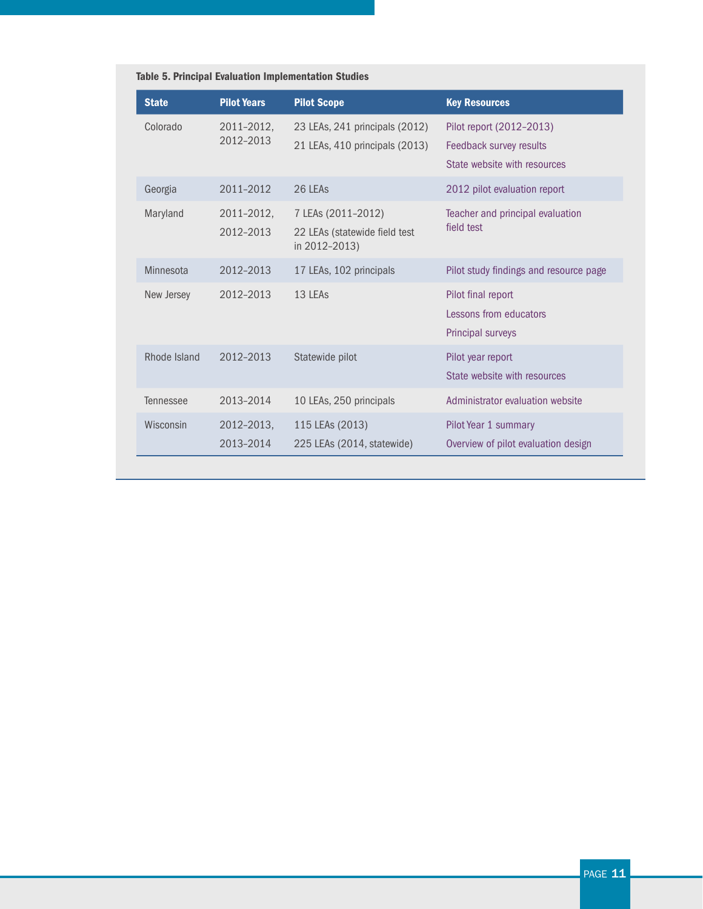**Table 5. Principal Evaluation Implementation Studies**

| State | Pilot Years | Pilot Scope | Key Resources |
|---|---|---|---|
| Colorado | 2011–2012, 2012–2013 | 23 LEAs, 241 principals (2012)<br>21 LEAs, 410 principals (2013) | Pilot report (2012–2013)<br>Feedback survey results<br>State website with resources |
| Georgia | 2011–2012 | 26 LEAs | 2012 pilot evaluation report |
| Maryland | 2011–2012, 2012–2013 | 7 LEAs (2011–2012)<br>22 LEAs (statewide field test in 2012–2013) | Teacher and principal evaluation field test |
| Minnesota | 2012–2013 | 17 LEAs, 102 principals | Pilot study findings and resource page |
| New Jersey | 2012–2013 | 13 LEAs | Pilot final report<br>Lessons from educators<br>Principal surveys |
| Rhode Island | 2012–2013 | Statewide pilot | Pilot year report<br>State website with resources |
| Tennessee | 2013–2014 | 10 LEAs, 250 principals | Administrator evaluation website |
| Wisconsin | 2012–2013, 2013–2014 | 115 LEAs (2013)<br>225 LEAs (2014, statewide) | Pilot Year 1 summary<br>Overview of pilot evaluation design |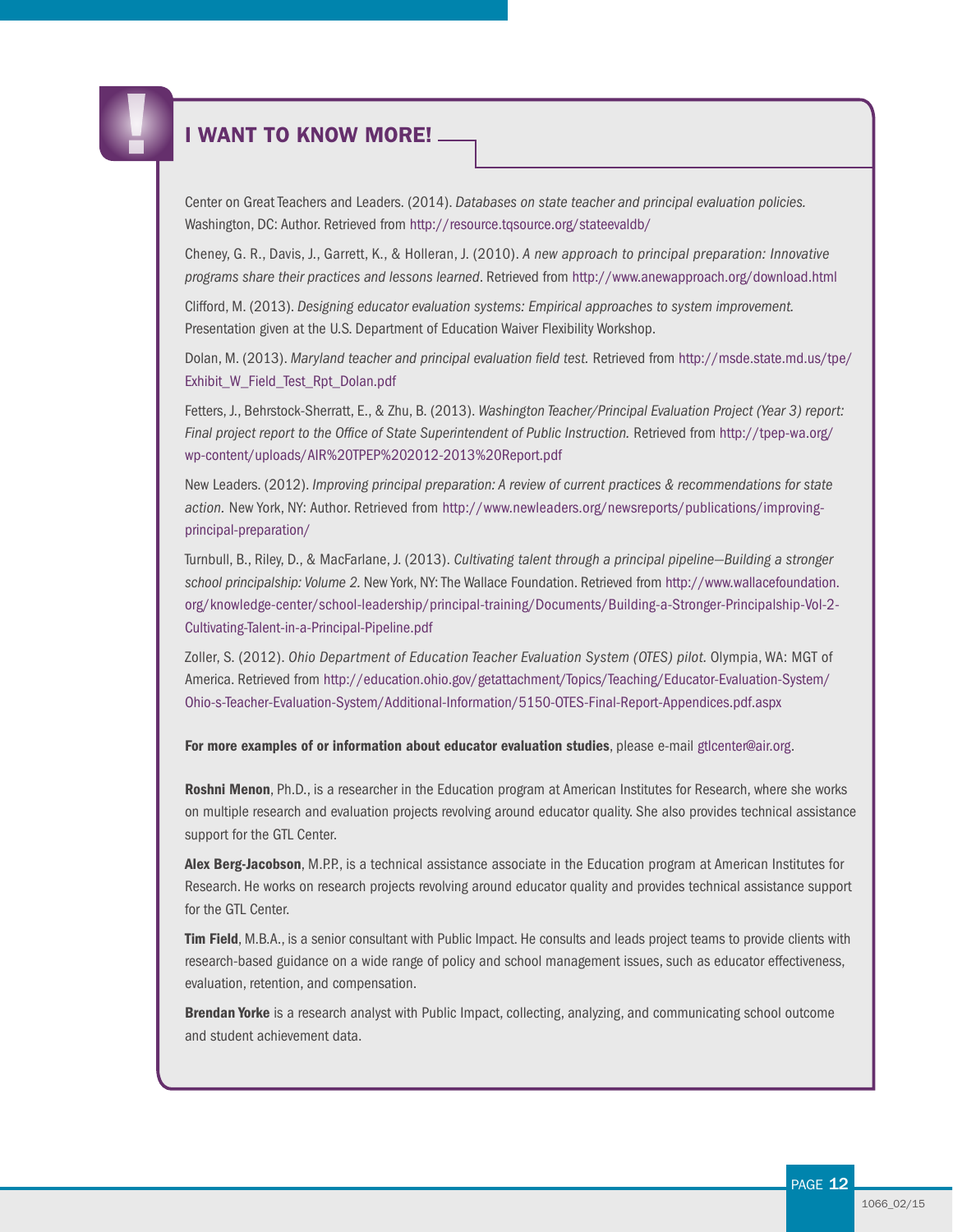## I WANT TO KNOW MORE!

Center on Great Teachers and Leaders. (2014). *Databases on state teacher and principal evaluation policies.* Washington, DC: Author. Retrieved from http://resource.tqsource.org/stateevaldb/

Cheney, G. R., Davis, J., Garrett, K., & Holleran, J. (2010). *A new approach to principal preparation: Innovative programs share their practices and lessons learned*. Retrieved from http://www.anewapproach.org/download.html

Clifford, M. (2013). *Designing educator evaluation systems: Empirical approaches to system improvement.* Presentation given at the U.S. Department of Education Waiver Flexibility Workshop.

Dolan, M. (2013). *Maryland teacher and principal evaluation field test.* Retrieved from http://msde.state.md.us/tpe/Exhibit_W_Field_Test_Rpt_Dolan.pdf

Fetters, J., Behrstock-Sherratt, E., & Zhu, B. (2013). *Washington Teacher/Principal Evaluation Project (Year 3) report: Final project report to the Office of State Superintendent of Public Instruction.* Retrieved from http://tpep-wa.org/wp-content/uploads/AIR%20TPEP%202012-2013%20Report.pdf

New Leaders. (2012). *Improving principal preparation: A review of current practices & recommendations for state action.* New York, NY: Author. Retrieved from http://www.newleaders.org/newsreports/publications/improving-principal-preparation/

Turnbull, B., Riley, D., & MacFarlane, J. (2013). *Cultivating talent through a principal pipeline—Building a stronger school principalship: Volume 2.* New York, NY: The Wallace Foundation. Retrieved from http://www.wallacefoundation.org/knowledge-center/school-leadership/principal-training/Documents/Building-a-Stronger-Principalship-Vol-2-Cultivating-Talent-in-a-Principal-Pipeline.pdf

Zoller, S. (2012). *Ohio Department of Education Teacher Evaluation System (OTES) pilot.* Olympia, WA: MGT of America. Retrieved from http://education.ohio.gov/getattachment/Topics/Teaching/Educator-Evaluation-System/Ohio-s-Teacher-Evaluation-System/Additional-Information/5150-OTES-Final-Report-Appendices.pdf.aspx

**For more examples of or information about educator evaluation studies**, please e-mail gtlcenter@air.org.

**Roshni Menon**, Ph.D., is a researcher in the Education program at American Institutes for Research, where she works on multiple research and evaluation projects revolving around educator quality. She also provides technical assistance support for the GTL Center.

**Alex Berg-Jacobson**, M.P.P., is a technical assistance associate in the Education program at American Institutes for Research. He works on research projects revolving around educator quality and provides technical assistance support for the GTL Center.

**Tim Field**, M.B.A., is a senior consultant with Public Impact. He consults and leads project teams to provide clients with research-based guidance on a wide range of policy and school management issues, such as educator effectiveness, evaluation, retention, and compensation.

**Brendan Yorke** is a research analyst with Public Impact, collecting, analyzing, and communicating school outcome and student achievement data.

1066_02/15